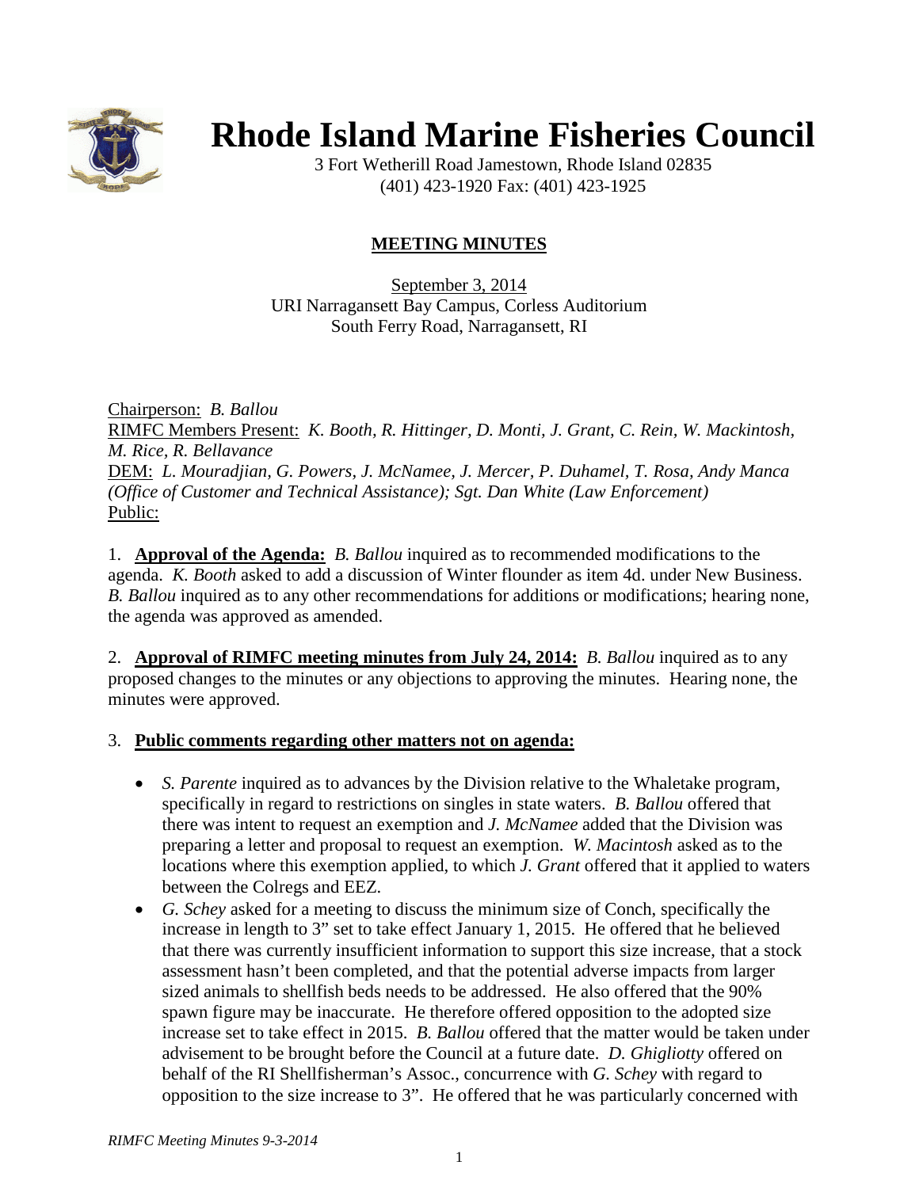# Rhode Island Marine Fisheries Council

3 Fort Wetherill Road Jamestown, Rhode Island 02835
(401) 423-1920 Fax: (401) 423-1925

## MEETING MINUTES

September 3, 2014
URI Narragansett Bay Campus, Corless Auditorium
South Ferry Road, Narragansett, RI

Chairperson: *B. Ballou*
RIMFC Members Present: *K. Booth, R. Hittinger, D. Monti, J. Grant, C. Rein, W. Mackintosh, M. Rice, R. Bellavance*
DEM: *L. Mouradjian, G. Powers, J. McNamee, J. Mercer, P. Duhamel, T. Rosa, Andy Manca (Office of Customer and Technical Assistance); Sgt. Dan White (Law Enforcement)*
Public:

1. **Approval of the Agenda:** *B. Ballou* inquired as to recommended modifications to the agenda. *K. Booth* asked to add a discussion of Winter flounder as item 4d. under New Business. *B. Ballou* inquired as to any other recommendations for additions or modifications; hearing none, the agenda was approved as amended.

2. **Approval of RIMFC meeting minutes from July 24, 2014:** *B. Ballou* inquired as to any proposed changes to the minutes or any objections to approving the minutes. Hearing none, the minutes were approved.

3. **Public comments regarding other matters not on agenda:**

- *S. Parente* inquired as to advances by the Division relative to the Whaletake program, specifically in regard to restrictions on singles in state waters. *B. Ballou* offered that there was intent to request an exemption and *J. McNamee* added that the Division was preparing a letter and proposal to request an exemption. *W. Macintosh* asked as to the locations where this exemption applied, to which *J. Grant* offered that it applied to waters between the Colregs and EEZ.
- *G. Schey* asked for a meeting to discuss the minimum size of Conch, specifically the increase in length to 3" set to take effect January 1, 2015. He offered that he believed that there was currently insufficient information to support this size increase, that a stock assessment hasn't been completed, and that the potential adverse impacts from larger sized animals to shellfish beds needs to be addressed. He also offered that the 90% spawn figure may be inaccurate. He therefore offered opposition to the adopted size increase set to take effect in 2015. *B. Ballou* offered that the matter would be taken under advisement to be brought before the Council at a future date. *D. Ghigliotty* offered on behalf of the RI Shellfisherman's Assoc., concurrence with *G. Schey* with regard to opposition to the size increase to 3". He offered that he was particularly concerned with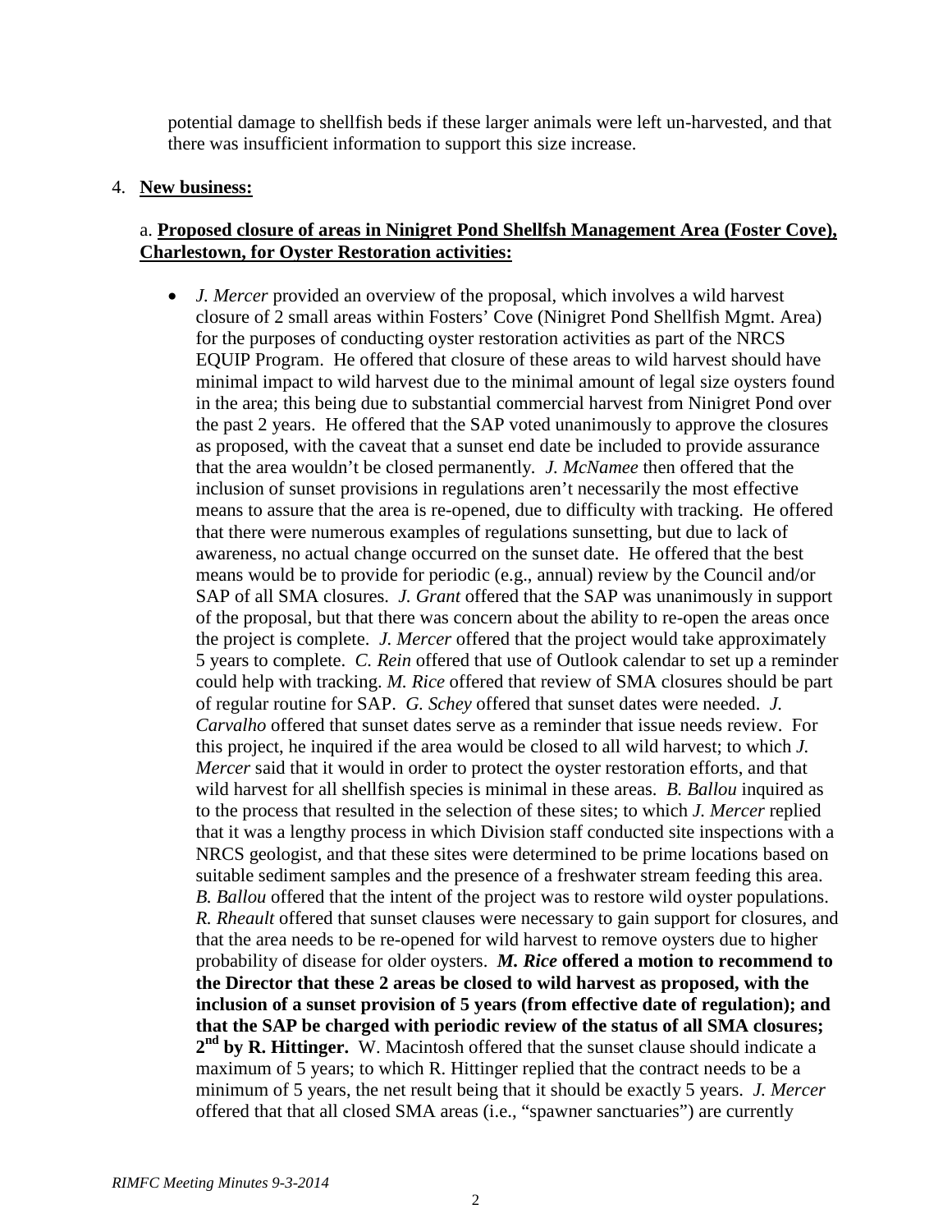potential damage to shellfish beds if these larger animals were left un-harvested, and that there was insufficient information to support this size increase.

4. **New business:**

a. **Proposed closure of areas in Ninigret Pond Shellfsh Management Area (Foster Cove), Charlestown, for Oyster Restoration activities:**

- *J. Mercer* provided an overview of the proposal, which involves a wild harvest closure of 2 small areas within Fosters' Cove (Ninigret Pond Shellfish Mgmt. Area) for the purposes of conducting oyster restoration activities as part of the NRCS EQUIP Program. He offered that closure of these areas to wild harvest should have minimal impact to wild harvest due to the minimal amount of legal size oysters found in the area; this being due to substantial commercial harvest from Ninigret Pond over the past 2 years. He offered that the SAP voted unanimously to approve the closures as proposed, with the caveat that a sunset end date be included to provide assurance that the area wouldn't be closed permanently. *J. McNamee* then offered that the inclusion of sunset provisions in regulations aren't necessarily the most effective means to assure that the area is re-opened, due to difficulty with tracking. He offered that there were numerous examples of regulations sunsetting, but due to lack of awareness, no actual change occurred on the sunset date. He offered that the best means would be to provide for periodic (e.g., annual) review by the Council and/or SAP of all SMA closures. *J. Grant* offered that the SAP was unanimously in support of the proposal, but that there was concern about the ability to re-open the areas once the project is complete. *J. Mercer* offered that the project would take approximately 5 years to complete. *C. Rein* offered that use of Outlook calendar to set up a reminder could help with tracking. *M. Rice* offered that review of SMA closures should be part of regular routine for SAP. *G. Schey* offered that sunset dates were needed. *J. Carvalho* offered that sunset dates serve as a reminder that issue needs review. For this project, he inquired if the area would be closed to all wild harvest; to which *J. Mercer* said that it would in order to protect the oyster restoration efforts, and that wild harvest for all shellfish species is minimal in these areas. *B. Ballou* inquired as to the process that resulted in the selection of these sites; to which *J. Mercer* replied that it was a lengthy process in which Division staff conducted site inspections with a NRCS geologist, and that these sites were determined to be prime locations based on suitable sediment samples and the presence of a freshwater stream feeding this area. *B. Ballou* offered that the intent of the project was to restore wild oyster populations. *R. Rheault* offered that sunset clauses were necessary to gain support for closures, and that the area needs to be re-opened for wild harvest to remove oysters due to higher probability of disease for older oysters. ***M. Rice*** **offered a motion to recommend to the Director that these 2 areas be closed to wild harvest as proposed, with the inclusion of a sunset provision of 5 years (from effective date of regulation); and that the SAP be charged with periodic review of the status of all SMA closures; 2nd by R. Hittinger.** W. Macintosh offered that the sunset clause should indicate a maximum of 5 years; to which R. Hittinger replied that the contract needs to be a minimum of 5 years, the net result being that it should be exactly 5 years. *J. Mercer* offered that that all closed SMA areas (i.e., "spawner sanctuaries") are currently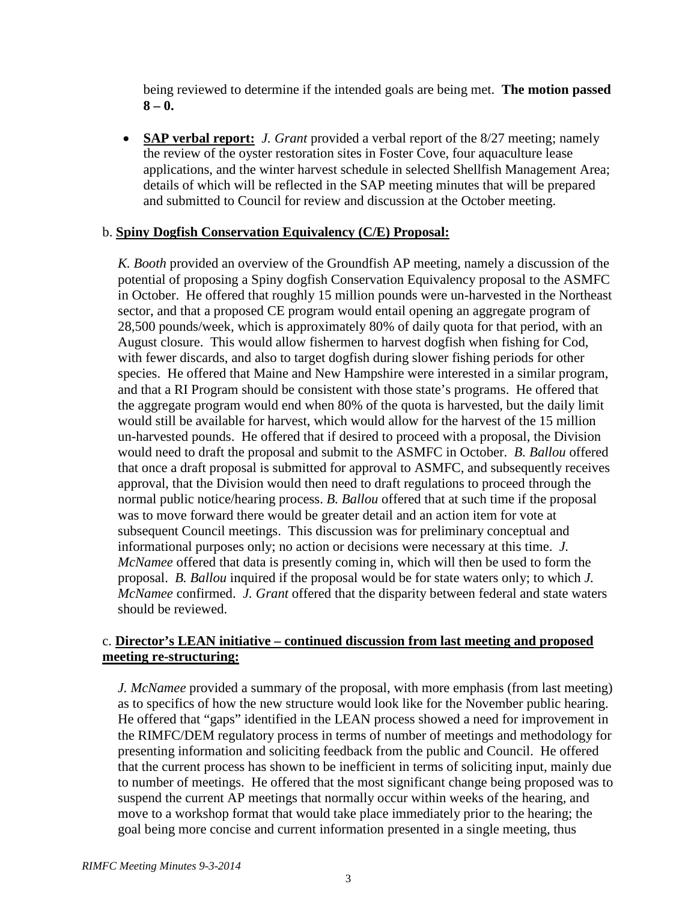being reviewed to determine if the intended goals are being met. **The motion passed 8 – 0.**

- **SAP verbal report:** *J. Grant* provided a verbal report of the 8/27 meeting; namely the review of the oyster restoration sites in Foster Cove, four aquaculture lease applications, and the winter harvest schedule in selected Shellfish Management Area; details of which will be reflected in the SAP meeting minutes that will be prepared and submitted to Council for review and discussion at the October meeting.

b. **Spiny Dogfish Conservation Equivalency (C/E) Proposal:**

*K. Booth* provided an overview of the Groundfish AP meeting, namely a discussion of the potential of proposing a Spiny dogfish Conservation Equivalency proposal to the ASMFC in October. He offered that roughly 15 million pounds were un-harvested in the Northeast sector, and that a proposed CE program would entail opening an aggregate program of 28,500 pounds/week, which is approximately 80% of daily quota for that period, with an August closure. This would allow fishermen to harvest dogfish when fishing for Cod, with fewer discards, and also to target dogfish during slower fishing periods for other species. He offered that Maine and New Hampshire were interested in a similar program, and that a RI Program should be consistent with those state's programs. He offered that the aggregate program would end when 80% of the quota is harvested, but the daily limit would still be available for harvest, which would allow for the harvest of the 15 million un-harvested pounds. He offered that if desired to proceed with a proposal, the Division would need to draft the proposal and submit to the ASMFC in October. *B. Ballou* offered that once a draft proposal is submitted for approval to ASMFC, and subsequently receives approval, that the Division would then need to draft regulations to proceed through the normal public notice/hearing process. *B. Ballou* offered that at such time if the proposal was to move forward there would be greater detail and an action item for vote at subsequent Council meetings. This discussion was for preliminary conceptual and informational purposes only; no action or decisions were necessary at this time. *J. McNamee* offered that data is presently coming in, which will then be used to form the proposal. *B. Ballou* inquired if the proposal would be for state waters only; to which *J. McNamee* confirmed. *J. Grant* offered that the disparity between federal and state waters should be reviewed.

c. **Director's LEAN initiative – continued discussion from last meeting and proposed meeting re-structuring:**

*J. McNamee* provided a summary of the proposal, with more emphasis (from last meeting) as to specifics of how the new structure would look like for the November public hearing. He offered that "gaps" identified in the LEAN process showed a need for improvement in the RIMFC/DEM regulatory process in terms of number of meetings and methodology for presenting information and soliciting feedback from the public and Council. He offered that the current process has shown to be inefficient in terms of soliciting input, mainly due to number of meetings. He offered that the most significant change being proposed was to suspend the current AP meetings that normally occur within weeks of the hearing, and move to a workshop format that would take place immediately prior to the hearing; the goal being more concise and current information presented in a single meeting, thus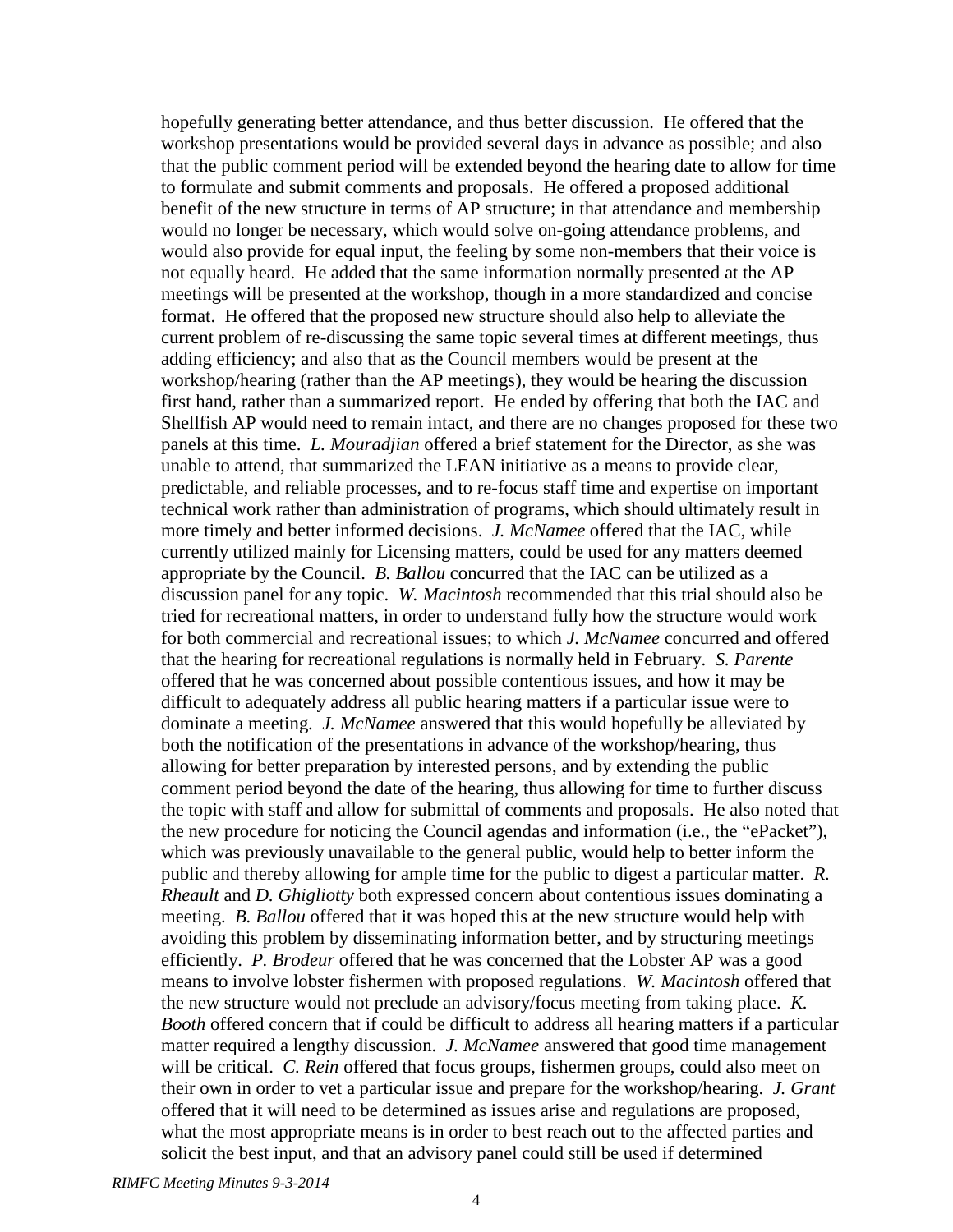hopefully generating better attendance, and thus better discussion. He offered that the workshop presentations would be provided several days in advance as possible; and also that the public comment period will be extended beyond the hearing date to allow for time to formulate and submit comments and proposals. He offered a proposed additional benefit of the new structure in terms of AP structure; in that attendance and membership would no longer be necessary, which would solve on-going attendance problems, and would also provide for equal input, the feeling by some non-members that their voice is not equally heard. He added that the same information normally presented at the AP meetings will be presented at the workshop, though in a more standardized and concise format. He offered that the proposed new structure should also help to alleviate the current problem of re-discussing the same topic several times at different meetings, thus adding efficiency; and also that as the Council members would be present at the workshop/hearing (rather than the AP meetings), they would be hearing the discussion first hand, rather than a summarized report. He ended by offering that both the IAC and Shellfish AP would need to remain intact, and there are no changes proposed for these two panels at this time. *L. Mouradjian* offered a brief statement for the Director, as she was unable to attend, that summarized the LEAN initiative as a means to provide clear, predictable, and reliable processes, and to re-focus staff time and expertise on important technical work rather than administration of programs, which should ultimately result in more timely and better informed decisions. *J. McNamee* offered that the IAC, while currently utilized mainly for Licensing matters, could be used for any matters deemed appropriate by the Council. *B. Ballou* concurred that the IAC can be utilized as a discussion panel for any topic. *W. Macintosh* recommended that this trial should also be tried for recreational matters, in order to understand fully how the structure would work for both commercial and recreational issues; to which *J. McNamee* concurred and offered that the hearing for recreational regulations is normally held in February. *S. Parente* offered that he was concerned about possible contentious issues, and how it may be difficult to adequately address all public hearing matters if a particular issue were to dominate a meeting. *J. McNamee* answered that this would hopefully be alleviated by both the notification of the presentations in advance of the workshop/hearing, thus allowing for better preparation by interested persons, and by extending the public comment period beyond the date of the hearing, thus allowing for time to further discuss the topic with staff and allow for submittal of comments and proposals. He also noted that the new procedure for noticing the Council agendas and information (i.e., the "ePacket"), which was previously unavailable to the general public, would help to better inform the public and thereby allowing for ample time for the public to digest a particular matter. *R. Rheault* and *D. Ghigliotty* both expressed concern about contentious issues dominating a meeting. *B. Ballou* offered that it was hoped this at the new structure would help with avoiding this problem by disseminating information better, and by structuring meetings efficiently. *P. Brodeur* offered that he was concerned that the Lobster AP was a good means to involve lobster fishermen with proposed regulations. *W. Macintosh* offered that the new structure would not preclude an advisory/focus meeting from taking place. *K. Booth* offered concern that if could be difficult to address all hearing matters if a particular matter required a lengthy discussion. *J. McNamee* answered that good time management will be critical. *C. Rein* offered that focus groups, fishermen groups, could also meet on their own in order to vet a particular issue and prepare for the workshop/hearing. *J. Grant* offered that it will need to be determined as issues arise and regulations are proposed, what the most appropriate means is in order to best reach out to the affected parties and solicit the best input, and that an advisory panel could still be used if determined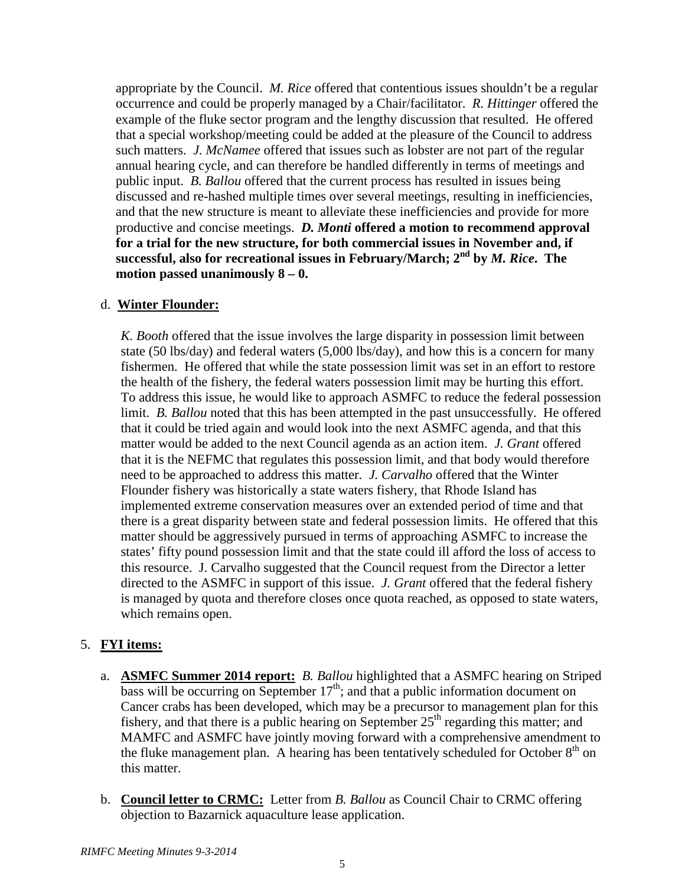appropriate by the Council. *M. Rice* offered that contentious issues shouldn't be a regular occurrence and could be properly managed by a Chair/facilitator. *R. Hittinger* offered the example of the fluke sector program and the lengthy discussion that resulted. He offered that a special workshop/meeting could be added at the pleasure of the Council to address such matters. *J. McNamee* offered that issues such as lobster are not part of the regular annual hearing cycle, and can therefore be handled differently in terms of meetings and public input. *B. Ballou* offered that the current process has resulted in issues being discussed and re-hashed multiple times over several meetings, resulting in inefficiencies, and that the new structure is meant to alleviate these inefficiencies and provide for more productive and concise meetings. ***D. Monti*** **offered a motion to recommend approval for a trial for the new structure, for both commercial issues in November and, if successful, also for recreational issues in February/March; 2nd by** ***M. Rice*****. The motion passed unanimously 8 – 0.**

d. **Winter Flounder:**

*K. Booth* offered that the issue involves the large disparity in possession limit between state (50 lbs/day) and federal waters (5,000 lbs/day), and how this is a concern for many fishermen. He offered that while the state possession limit was set in an effort to restore the health of the fishery, the federal waters possession limit may be hurting this effort. To address this issue, he would like to approach ASMFC to reduce the federal possession limit. *B. Ballou* noted that this has been attempted in the past unsuccessfully. He offered that it could be tried again and would look into the next ASMFC agenda, and that this matter would be added to the next Council agenda as an action item. *J. Grant* offered that it is the NEFMC that regulates this possession limit, and that body would therefore need to be approached to address this matter. *J. Carvalho* offered that the Winter Flounder fishery was historically a state waters fishery, that Rhode Island has implemented extreme conservation measures over an extended period of time and that there is a great disparity between state and federal possession limits. He offered that this matter should be aggressively pursued in terms of approaching ASMFC to increase the states' fifty pound possession limit and that the state could ill afford the loss of access to this resource. J. Carvalho suggested that the Council request from the Director a letter directed to the ASMFC in support of this issue. *J. Grant* offered that the federal fishery is managed by quota and therefore closes once quota reached, as opposed to state waters, which remains open.

5. **FYI items:**

a. **ASMFC Summer 2014 report:** *B. Ballou* highlighted that a ASMFC hearing on Striped bass will be occurring on September 17th; and that a public information document on Cancer crabs has been developed, which may be a precursor to management plan for this fishery, and that there is a public hearing on September 25th regarding this matter; and MAMFC and ASMFC have jointly moving forward with a comprehensive amendment to the fluke management plan. A hearing has been tentatively scheduled for October 8th on this matter.

b. **Council letter to CRMC:** Letter from *B. Ballou* as Council Chair to CRMC offering objection to Bazarnick aquaculture lease application.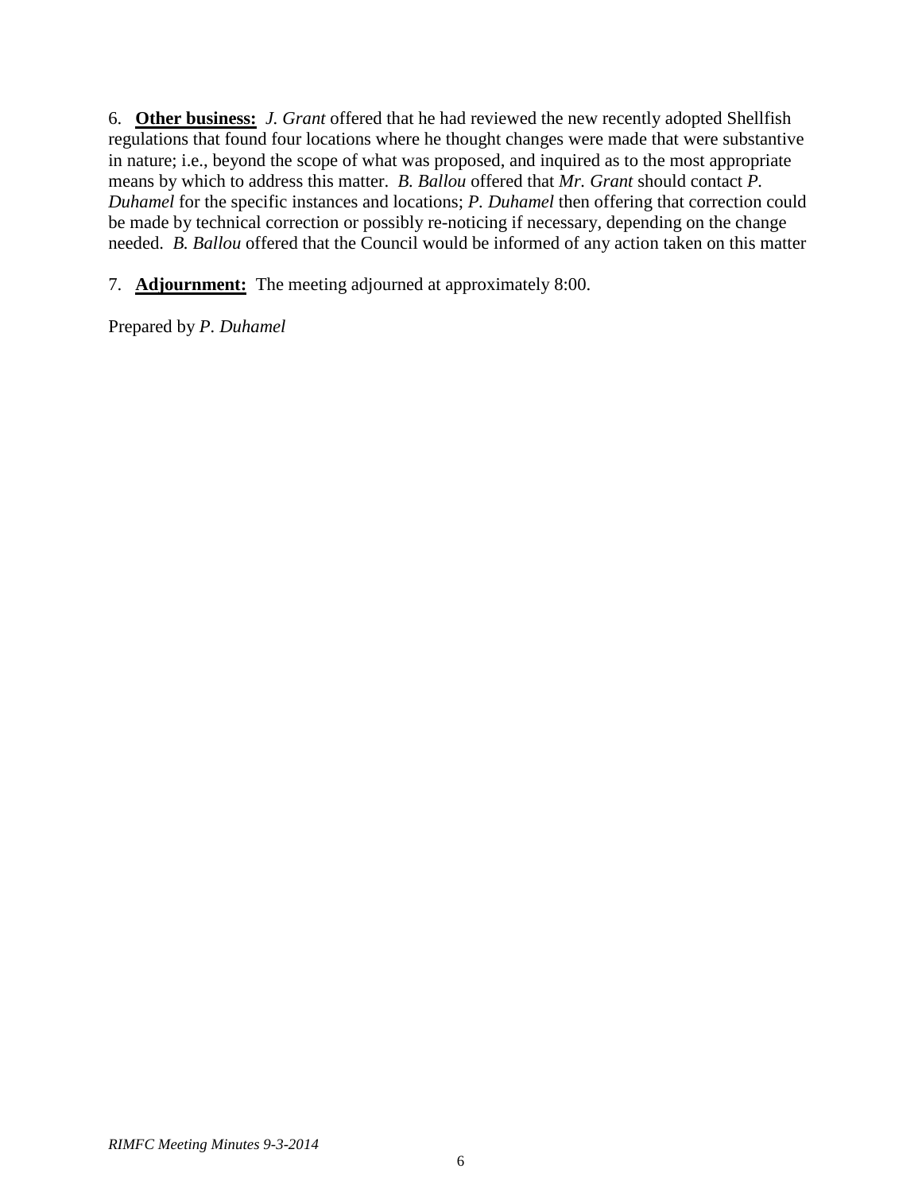6. **Other business:** *J. Grant* offered that he had reviewed the new recently adopted Shellfish regulations that found four locations where he thought changes were made that were substantive in nature; i.e., beyond the scope of what was proposed, and inquired as to the most appropriate means by which to address this matter. *B. Ballou* offered that *Mr. Grant* should contact *P. Duhamel* for the specific instances and locations; *P. Duhamel* then offering that correction could be made by technical correction or possibly re-noticing if necessary, depending on the change needed. *B. Ballou* offered that the Council would be informed of any action taken on this matter

7. **Adjournment:** The meeting adjourned at approximately 8:00.

Prepared by *P. Duhamel*